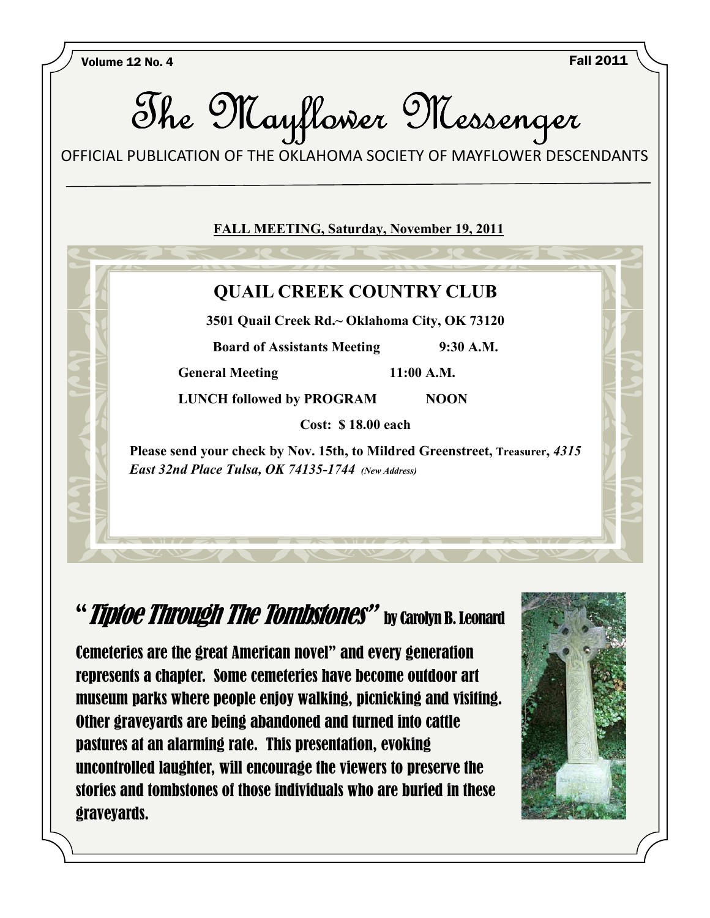Volume 12 No. 4 Fall 2011

# The Mayflower Messenger

OFFICIAL PUBLICATION OF THE OKLAHOMA SOCIETY OF MAYFLOWER DESCENDANTS

**FALL MEETING, Saturday, November 19, 2011**

## QUAIL CREEK COUNTRY CLUB

**3501 Quail Creek Rd.~ Oklahoma City, OK 73120**

**Board of Assistants Meeting 9:30 A.M.**

**General Meeting 11:00 A.M.**

**LUNCH followed by PROGRAM NOON**

**Cost: $ 18.00 each**

**Please send your check by Nov. 15th, to Mildred Greenstreet, Treasurer, *4315 East 32nd Place Tulsa, OK 74135-1744 (New Address)***

## "*Tiptoe Through The Tombstones*" by Carolyn B. Leonard

Cemeteries are the great American novel" and every generation represents a chapter. Some cemeteries have become outdoor art museum parks where people enjoy walking, picnicking and visiting. Other graveyards are being abandoned and turned into cattle pastures at an alarming rate. This presentation, evoking uncontrolled laughter, will encourage the viewers to preserve the stories and tombstones of those individuals who are buried in these graveyards.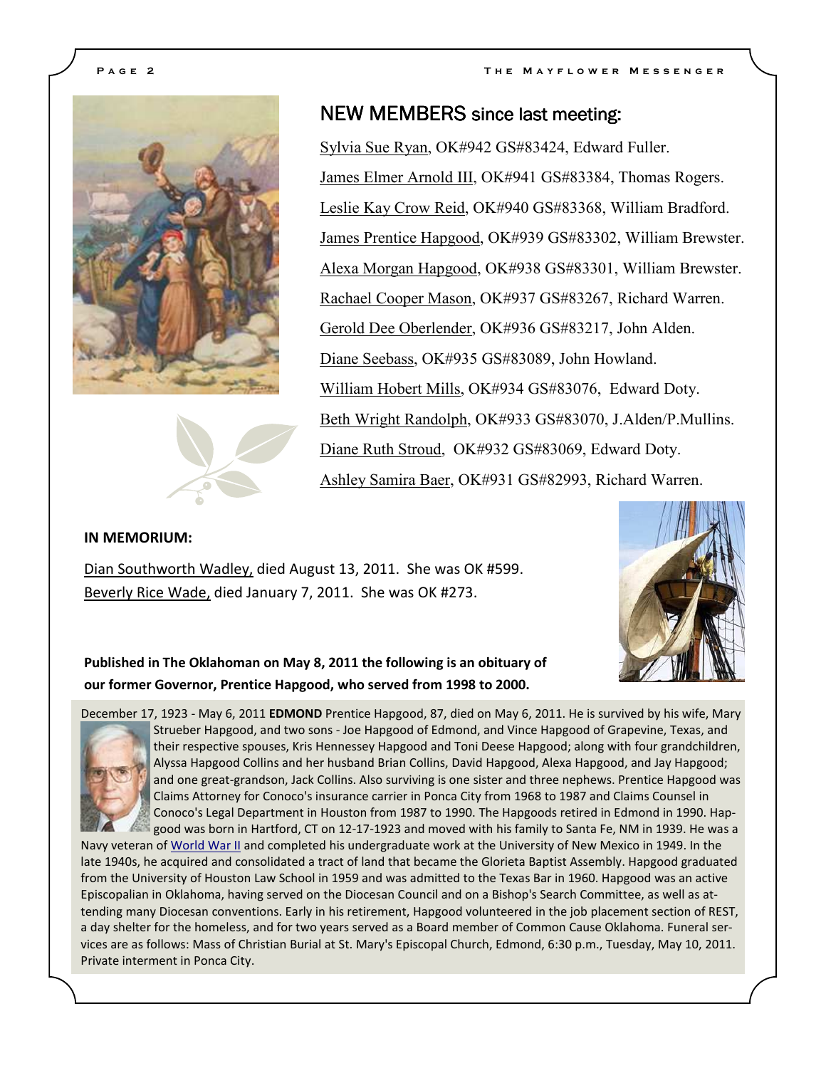## NEW MEMBERS since last meeting:

Sylvia Sue Ryan, OK#942 GS#83424, Edward Fuller.

James Elmer Arnold III, OK#941 GS#83384, Thomas Rogers.

Leslie Kay Crow Reid, OK#940 GS#83368, William Bradford.

James Prentice Hapgood, OK#939 GS#83302, William Brewster.

Alexa Morgan Hapgood, OK#938 GS#83301, William Brewster.

Rachael Cooper Mason, OK#937 GS#83267, Richard Warren.

Gerold Dee Oberlender, OK#936 GS#83217, John Alden.

Diane Seebass, OK#935 GS#83089, John Howland.

William Hobert Mills, OK#934 GS#83076, Edward Doty.

Beth Wright Randolph, OK#933 GS#83070, J.Alden/P.Mullins.

Diane Ruth Stroud, OK#932 GS#83069, Edward Doty.

Ashley Samira Baer, OK#931 GS#82993, Richard Warren.

**IN MEMORIUM:**

Dian Southworth Wadley, died August 13, 2011. She was OK #599.

Beverly Rice Wade, died January 7, 2011. She was OK #273.

**Published in The Oklahoman on May 8, 2011 the following is an obituary of our former Governor, Prentice Hapgood, who served from 1998 to 2000.**

December 17, 1923 - May 6, 2011 **EDMOND** Prentice Hapgood, 87, died on May 6, 2011. He is survived by his wife, Mary Strueber Hapgood, and two sons - Joe Hapgood of Edmond, and Vince Hapgood of Grapevine, Texas, and their respective spouses, Kris Hennessey Hapgood and Toni Deese Hapgood; along with four grandchildren, Alyssa Hapgood Collins and her husband Brian Collins, David Hapgood, Alexa Hapgood, and Jay Hapgood; and one great-grandson, Jack Collins. Also surviving is one sister and three nephews. Prentice Hapgood was Claims Attorney for Conoco's insurance carrier in Ponca City from 1968 to 1987 and Claims Counsel in Conoco's Legal Department in Houston from 1987 to 1990. The Hapgoods retired in Edmond in 1990. Hapgood was born in Hartford, CT on 12-17-1923 and moved with his family to Santa Fe, NM in 1939. He was a Navy veteran of World War II and completed his undergraduate work at the University of New Mexico in 1949. In the late 1940s, he acquired and consolidated a tract of land that became the Glorieta Baptist Assembly. Hapgood graduated from the University of Houston Law School in 1959 and was admitted to the Texas Bar in 1960. Hapgood was an active Episcopalian in Oklahoma, having served on the Diocesan Council and on a Bishop's Search Committee, as well as attending many Diocesan conventions. Early in his retirement, Hapgood volunteered in the job placement section of REST, a day shelter for the homeless, and for two years served as a Board member of Common Cause Oklahoma. Funeral services are as follows: Mass of Christian Burial at St. Mary's Episcopal Church, Edmond, 6:30 p.m., Tuesday, May 10, 2011. Private interment in Ponca City.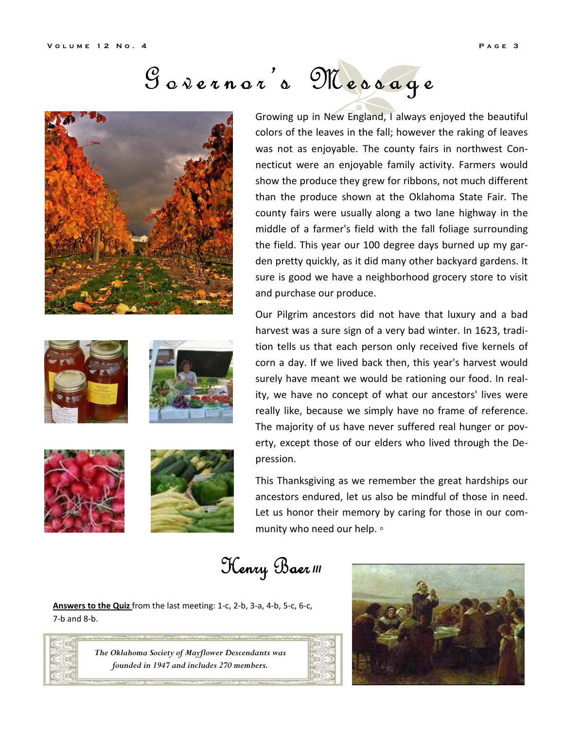# Governor's Message

Growing up in New England, I always enjoyed the beautiful colors of the leaves in the fall; however the raking of leaves was not as enjoyable. The county fairs in northwest Connecticut were an enjoyable family activity. Farmers would show the produce they grew for ribbons, not much different than the produce shown at the Oklahoma State Fair. The county fairs were usually along a two lane highway in the middle of a farmer's field with the fall foliage surrounding the field. This year our 100 degree days burned up my garden pretty quickly, as it did many other backyard gardens. It sure is good we have a neighborhood grocery store to visit and purchase our produce.

Our Pilgrim ancestors did not have that luxury and a bad harvest was a sure sign of a very bad winter. In 1623, tradition tells us that each person only received five kernels of corn a day. If we lived back then, this year's harvest would surely have meant we would be rationing our food. In reality, we have no concept of what our ancestors' lives were really like, because we simply have no frame of reference. The majority of us have never suffered real hunger or poverty, except those of our elders who lived through the Depression.

This Thanksgiving as we remember the great hardships our ancestors endured, let us also be mindful of those in need. Let us honor their memory by caring for those in our community who need our help. ▫

Henry Baer III

**Answers to the Quiz** from the last meeting: 1-c, 2-b, 3-a, 4-b, 5-c, 6-c, 7-b and 8-b.

*The Oklahoma Society of Mayflower Descendants was founded in 1947 and includes 270 members.*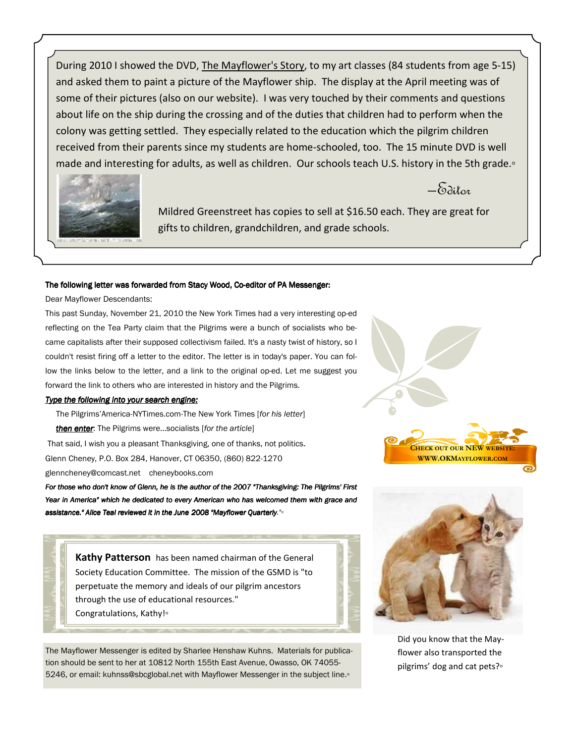During 2010 I showed the DVD, The Mayflower's Story, to my art classes (84 students from age 5-15) and asked them to paint a picture of the Mayflower ship. The display at the April meeting was of some of their pictures (also on our website). I was very touched by their comments and questions about life on the ship during the crossing and of the duties that children had to perform when the colony was getting settled. They especially related to the education which the pilgrim children received from their parents since my students are home-schooled, too. The 15 minute DVD is well made and interesting for adults, as well as children. Our schools teach U.S. history in the 5th grade.▫

—Editor

Mildred Greenstreet has copies to sell at $16.50 each. They are great for gifts to children, grandchildren, and grade schools.

**The following letter was forwarded from Stacy Wood, Co-editor of PA Messenger:**

Dear Mayflower Descendants:

This past Sunday, November 21, 2010 the New York Times had a very interesting op-ed reflecting on the Tea Party claim that the Pilgrims were a bunch of socialists who became capitalists after their supposed collectivism failed. It's a nasty twist of history, so I couldn't resist firing off a letter to the editor. The letter is in today's paper. You can follow the links below to the letter, and a link to the original op-ed. Let me suggest you forward the link to others who are interested in history and the Pilgrims.

***Type the following into your search engine:***

The Pilgrims'America-NYTimes.com-The New York Times [*for his letter*]

***then enter***: The Pilgrims were...socialists [*for the article*]

That said, I wish you a pleasant Thanksgiving, one of thanks, not politics.

Glenn Cheney, P.O. Box 284, Hanover, CT 06350, (860) 822-1270

glenncheney@comcast.net cheneybooks.com

***For those who don't know of Glenn, he is the author of the 2007 "Thanksgiving: The Pilgrims' First Year in America" which he dedicated to every American who has welcomed them with grace and assistance." Alice Teal reviewed it in the June 2008 "Mayflower Quarterly."***▫

**Kathy Patterson** has been named chairman of the General Society Education Committee. The mission of the GSMD is "to perpetuate the memory and ideals of our pilgrim ancestors through the use of educational resources." Congratulations, Kathy!▫

The Mayflower Messenger is edited by Sharlee Henshaw Kuhns. Materials for publication should be sent to her at 10812 North 155th East Avenue, Owasso, OK 74055-5246, or email: kuhnss@sbcglobal.net with Mayflower Messenger in the subject line.▫

CHECK OUT OUR NEW WEBSITE: WWW.OKMAYFLOWER.COM

Did you know that the Mayflower also transported the pilgrims' dog and cat pets?▫